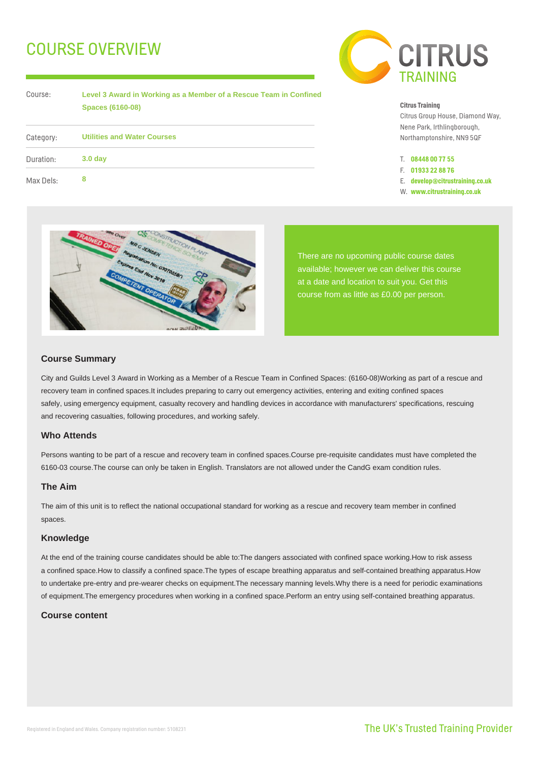# COURSE OVERVIEW

| | |
|---|---|
| Course: | **Level 3 Award in Working as a Member of a Rescue Team in Confined Spaces (6160-08)** |
| Category: | **Utilities and Water Courses** |
| Duration: | **3.0 day** |
| Max Dels: | **8** |

CITRUS TRAINING

**Citrus Training**
Citrus Group House, Diamond Way,
Nene Park, Irthlingborough,
Northamptonshire, NN9 5QF

T. **08448 00 77 55**
F. **01933 22 88 76**
E. **develop@citrustraining.co.uk**
W. **www.citrustraining.co.uk**

There are no upcoming public course dates available; however we can deliver this course at a date and location to suit you. Get this course from as little as £0.00 per person.

### Course Summary

City and Guilds Level 3 Award in Working as a Member of a Rescue Team in Confined Spaces: (6160-08)Working as part of a rescue and recovery team in confined spaces.It includes preparing to carry out emergency activities, entering and exiting confined spaces safely, using emergency equipment, casualty recovery and handling devices in accordance with manufacturers' specifications, rescuing and recovering casualties, following procedures, and working safely.

### Who Attends

Persons wanting to be part of a rescue and recovery team in confined spaces.Course pre-requisite candidates must have completed the 6160-03 course.The course can only be taken in English. Translators are not allowed under the CandG exam condition rules.

### The Aim

The aim of this unit is to reflect the national occupational standard for working as a rescue and recovery team member in confined spaces.

### Knowledge

At the end of the training course candidates should be able to:The dangers associated with confined space working.How to risk assess a confined space.How to classify a confined space.The types of escape breathing apparatus and self-contained breathing apparatus.How to undertake pre-entry and pre-wearer checks on equipment.The necessary manning levels.Why there is a need for periodic examinations of equipment.The emergency procedures when working in a confined space.Perform an entry using self-contained breathing apparatus.

### Course content

Registered in England and Wales. Company registration number: 5108231

The UK's Trusted Training Provider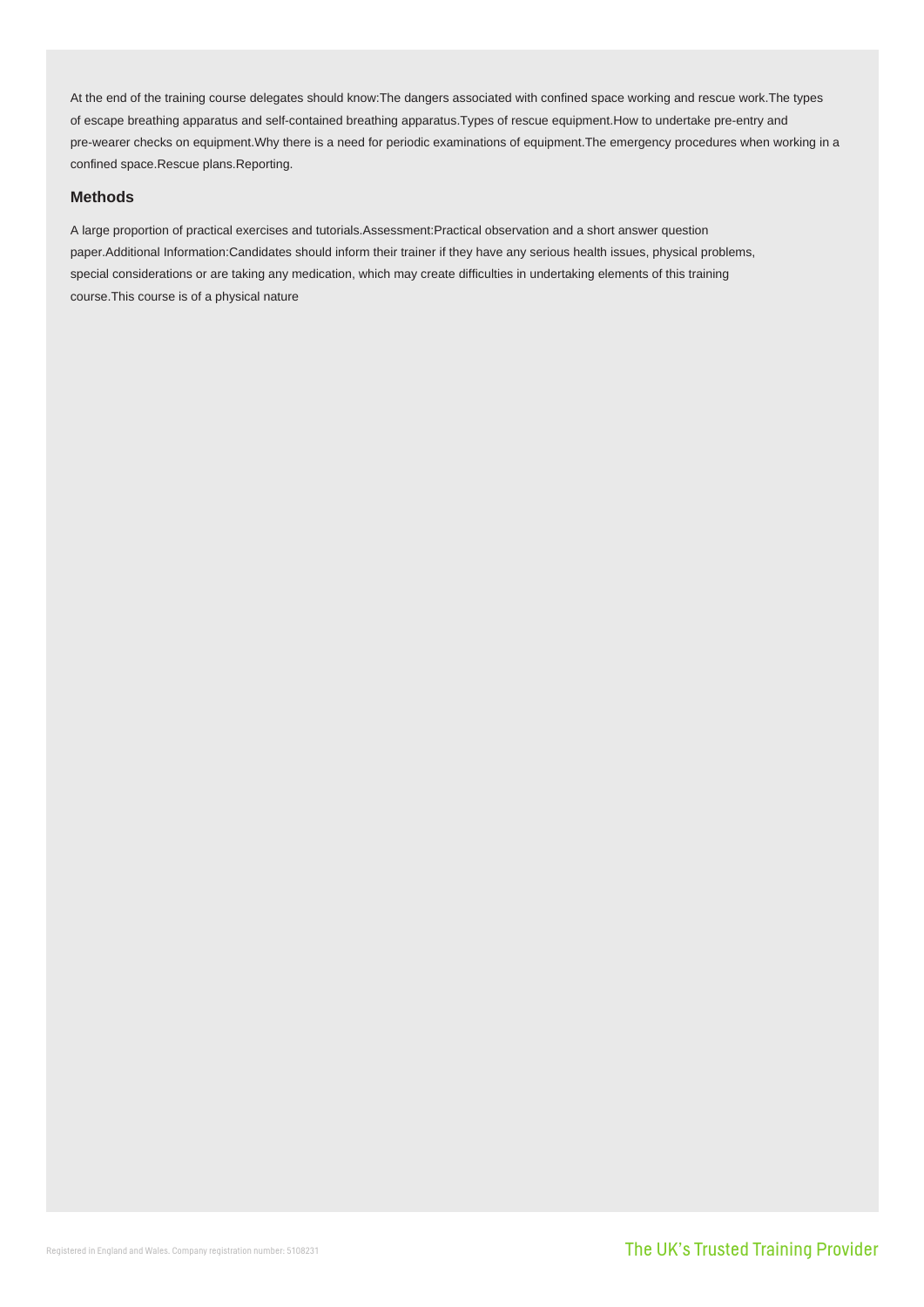At the end of the training course delegates should know:The dangers associated with confined space working and rescue work.The types of escape breathing apparatus and self-contained breathing apparatus.Types of rescue equipment.How to undertake pre-entry and pre-wearer checks on equipment.Why there is a need for periodic examinations of equipment.The emergency procedures when working in a confined space.Rescue plans.Reporting.

### Methods

A large proportion of practical exercises and tutorials.Assessment:Practical observation and a short answer question paper.Additional Information:Candidates should inform their trainer if they have any serious health issues, physical problems, special considerations or are taking any medication, which may create difficulties in undertaking elements of this training course.This course is of a physical nature